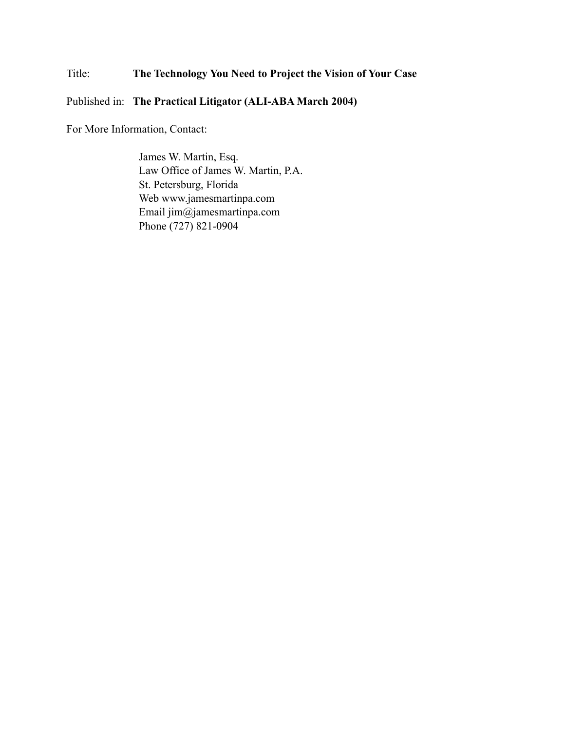Title: **The Technology You Need to Project the Vision of Your Case**

Published in: **The Practical Litigator (ALI-ABA March 2004)**

For More Information, Contact:

James W. Martin, Esq.
Law Office of James W. Martin, P.A.
St. Petersburg, Florida
Web www.jamesmartinpa.com
Email jim@jamesmartinpa.com
Phone (727) 821-0904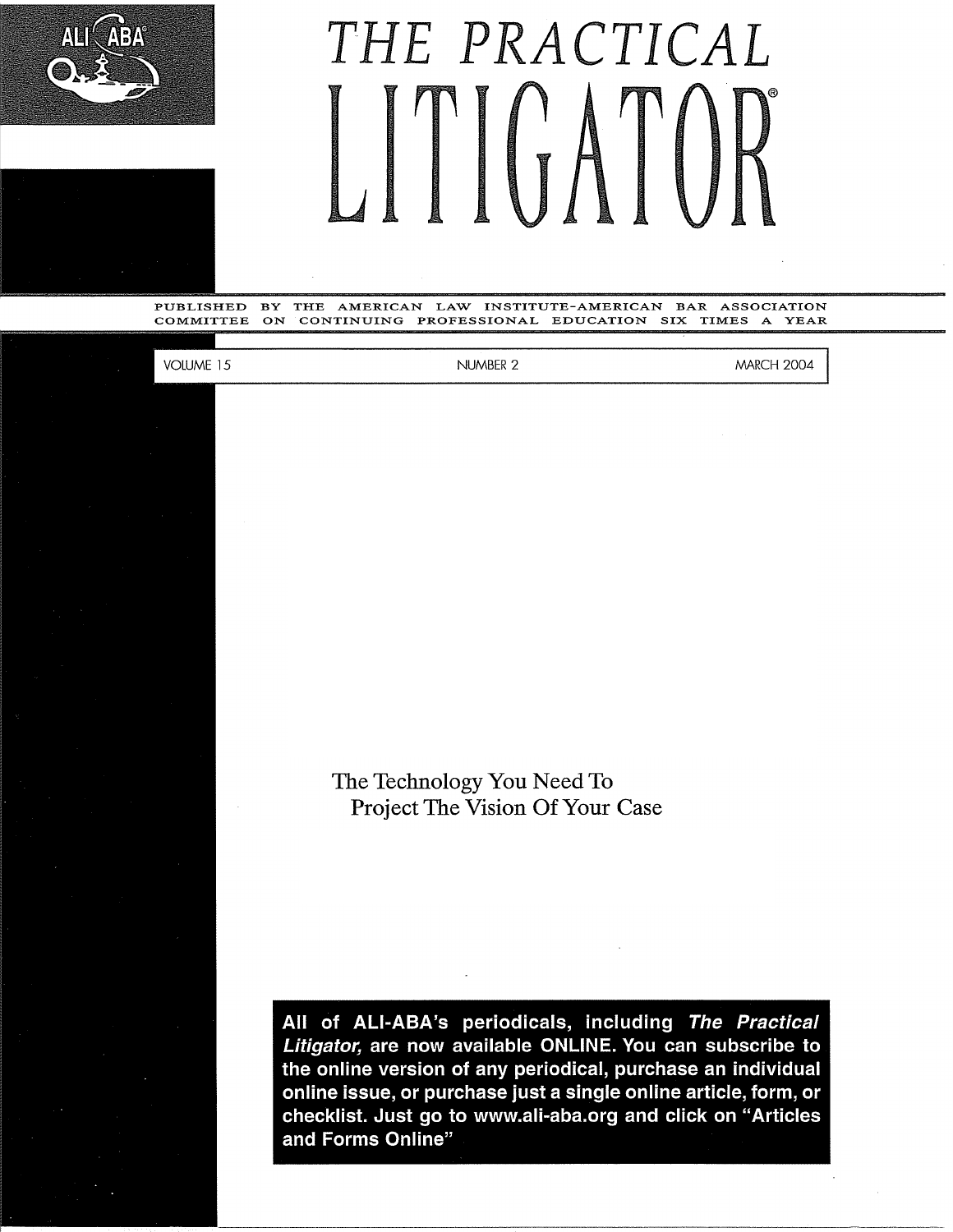# THE PRACTICAL LITIGATOR®

PUBLISHED BY THE AMERICAN LAW INSTITUTE-AMERICAN BAR ASSOCIATION COMMITTEE ON CONTINUING PROFESSIONAL EDUCATION SIX TIMES A YEAR

VOLUME 15 | NUMBER 2 | MARCH 2004

## The Technology You Need To Project The Vision Of Your Case

All of ALI-ABA's periodicals, including *The Practical Litigator*, are now available ONLINE. You can subscribe to the online version of any periodical, purchase an individual online issue, or purchase just a single online article, form, or checklist. Just go to www.ali-aba.org and click on "Articles and Forms Online"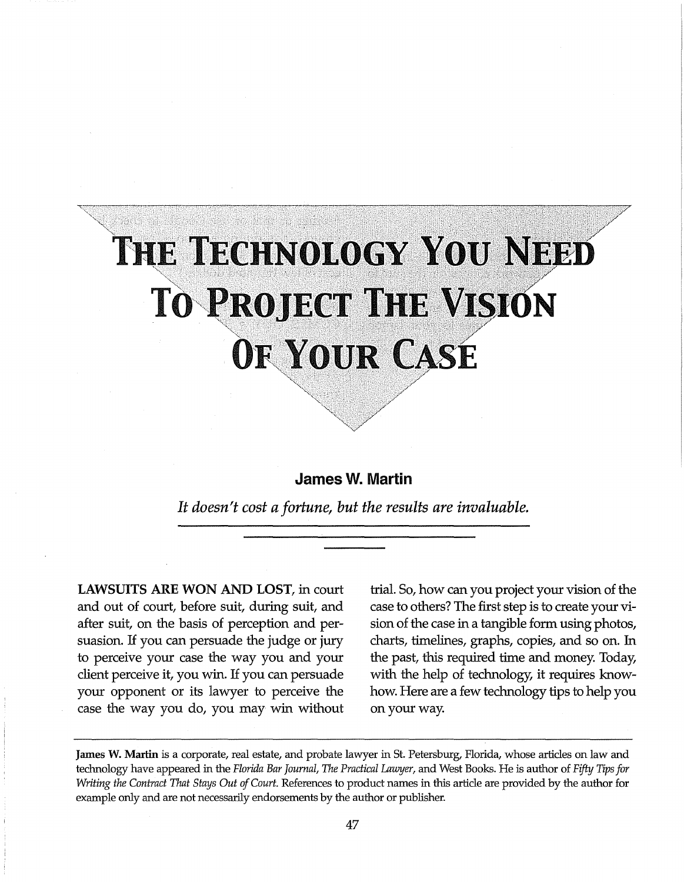# The Technology You Need To Project The Vision Of Your Case

**James W. Martin**

*It doesn't cost a fortune, but the results are invaluable.*

**LAWSUITS ARE WON AND LOST**, in court and out of court, before suit, during suit, and after suit, on the basis of perception and persuasion. If you can persuade the judge or jury to perceive your case the way you and your client perceive it, you win. If you can persuade your opponent or its lawyer to perceive the case the way you do, you may win without trial. So, how can you project your vision of the case to others? The first step is to create your vision of the case in a tangible form using photos, charts, timelines, graphs, copies, and so on. In the past, this required time and money. Today, with the help of technology, it requires know-how. Here are a few technology tips to help you on your way.

---

**James W. Martin** is a corporate, real estate, and probate lawyer in St. Petersburg, Florida, whose articles on law and technology have appeared in the *Florida Bar Journal*, *The Practical Lawyer*, and West Books. He is author of *Fifty Tips for Writing the Contract That Stays Out of Court*. References to product names in this article are provided by the author for example only and are not necessarily endorsements by the author or publisher.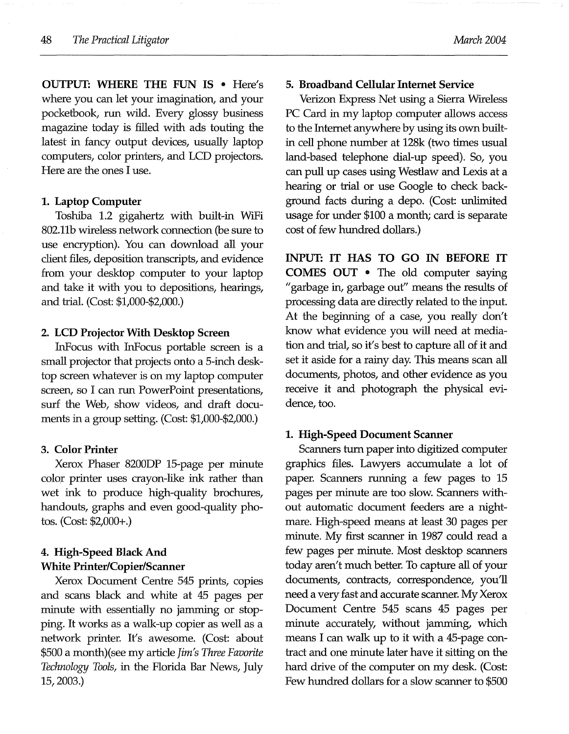**OUTPUT: WHERE THE FUN IS** • Here's where you can let your imagination, and your pocketbook, run wild. Every glossy business magazine today is filled with ads touting the latest in fancy output devices, usually laptop computers, color printers, and LCD projectors. Here are the ones I use.

### 1. Laptop Computer

Toshiba 1.2 gigahertz with built-in WiFi 802.11b wireless network connection (be sure to use encryption). You can download all your client files, deposition transcripts, and evidence from your desktop computer to your laptop and take it with you to depositions, hearings, and trial. (Cost: $1,000-$2,000.)

### 2. LCD Projector With Desktop Screen

InFocus with InFocus portable screen is a small projector that projects onto a 5-inch desktop screen whatever is on my laptop computer screen, so I can run PowerPoint presentations, surf the Web, show videos, and draft documents in a group setting. (Cost: $1,000-$2,000.)

### 3. Color Printer

Xerox Phaser 8200DP 15-page per minute color printer uses crayon-like ink rather than wet ink to produce high-quality brochures, handouts, graphs and even good-quality photos. (Cost: $2,000+.)

### 4. High-Speed Black And White Printer/Copier/Scanner

Xerox Document Centre 545 prints, copies and scans black and white at 45 pages per minute with essentially no jamming or stopping. It works as a walk-up copier as well as a network printer. It's awesome. (Cost: about $500 a month)(see my article *Jim's Three Favorite Technology Tools*, in the Florida Bar News, July 15, 2003.)

### 5. Broadband Cellular Internet Service

Verizon Express Net using a Sierra Wireless PC Card in my laptop computer allows access to the Internet anywhere by using its own built-in cell phone number at 128k (two times usual land-based telephone dial-up speed). So, you can pull up cases using Westlaw and Lexis at a hearing or trial or use Google to check background facts during a depo. (Cost: unlimited usage for under $100 a month; card is separate cost of few hundred dollars.)

**INPUT: IT HAS TO GO IN BEFORE IT COMES OUT** • The old computer saying "garbage in, garbage out" means the results of processing data are directly related to the input. At the beginning of a case, you really don't know what evidence you will need at mediation and trial, so it's best to capture all of it and set it aside for a rainy day. This means scan all documents, photos, and other evidence as you receive it and photograph the physical evidence, too.

### 1. High-Speed Document Scanner

Scanners turn paper into digitized computer graphics files. Lawyers accumulate a lot of paper. Scanners running a few pages to 15 pages per minute are too slow. Scanners without automatic document feeders are a nightmare. High-speed means at least 30 pages per minute. My first scanner in 1987 could read a few pages per minute. Most desktop scanners today aren't much better. To capture all of your documents, contracts, correspondence, you'll need a very fast and accurate scanner. My Xerox Document Centre 545 scans 45 pages per minute accurately, without jamming, which means I can walk up to it with a 45-page contract and one minute later have it sitting on the hard drive of the computer on my desk. (Cost: Few hundred dollars for a slow scanner to $500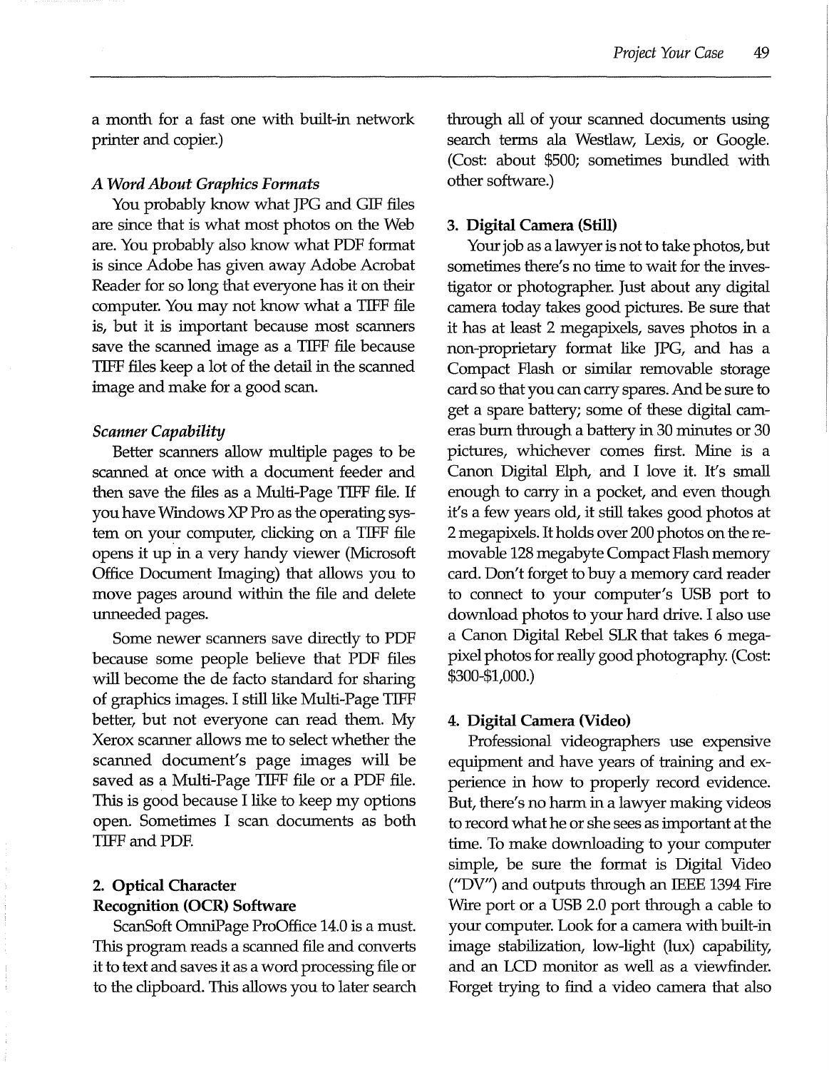a month for a fast one with built-in network printer and copier.)

*A Word About Graphics Formats*

You probably know what JPG and GIF files are since that is what most photos on the Web are. You probably also know what PDF format is since Adobe has given away Adobe Acrobat Reader for so long that everyone has it on their computer. You may not know what a TIFF file is, but it is important because most scanners save the scanned image as a TIFF file because TIFF files keep a lot of the detail in the scanned image and make for a good scan.

*Scanner Capability*

Better scanners allow multiple pages to be scanned at once with a document feeder and then save the files as a Multi-Page TIFF file. If you have Windows XP Pro as the operating system on your computer, clicking on a TIFF file opens it up in a very handy viewer (Microsoft Office Document Imaging) that allows you to move pages around within the file and delete unneeded pages.

Some newer scanners save directly to PDF because some people believe that PDF files will become the de facto standard for sharing of graphics images. I still like Multi-Page TIFF better, but not everyone can read them. My Xerox scanner allows me to select whether the scanned document's page images will be saved as a Multi-Page TIFF file or a PDF file. This is good because I like to keep my options open. Sometimes I scan documents as both TIFF and PDF.

### 2. Optical Character Recognition (OCR) Software

ScanSoft OmniPage ProOffice 14.0 is a must. This program reads a scanned file and converts it to text and saves it as a word processing file or to the clipboard. This allows you to later search through all of your scanned documents using search terms ala Westlaw, Lexis, or Google. (Cost: about $500; sometimes bundled with other software.)

### 3. Digital Camera (Still)

Your job as a lawyer is not to take photos, but sometimes there's no time to wait for the investigator or photographer. Just about any digital camera today takes good pictures. Be sure that it has at least 2 megapixels, saves photos in a non-proprietary format like JPG, and has a Compact Flash or similar removable storage card so that you can carry spares. And be sure to get a spare battery; some of these digital cameras burn through a battery in 30 minutes or 30 pictures, whichever comes first. Mine is a Canon Digital Elph, and I love it. It's small enough to carry in a pocket, and even though it's a few years old, it still takes good photos at 2 megapixels. It holds over 200 photos on the removable 128 megabyte Compact Flash memory card. Don't forget to buy a memory card reader to connect to your computer's USB port to download photos to your hard drive. I also use a Canon Digital Rebel SLR that takes 6 megapixel photos for really good photography. (Cost: $300-$1,000.)

### 4. Digital Camera (Video)

Professional videographers use expensive equipment and have years of training and experience in how to properly record evidence. But, there's no harm in a lawyer making videos to record what he or she sees as important at the time. To make downloading to your computer simple, be sure the format is Digital Video ("DV") and outputs through an IEEE 1394 Fire Wire port or a USB 2.0 port through a cable to your computer. Look for a camera with built-in image stabilization, low-light (lux) capability, and an LCD monitor as well as a viewfinder. Forget trying to find a video camera that also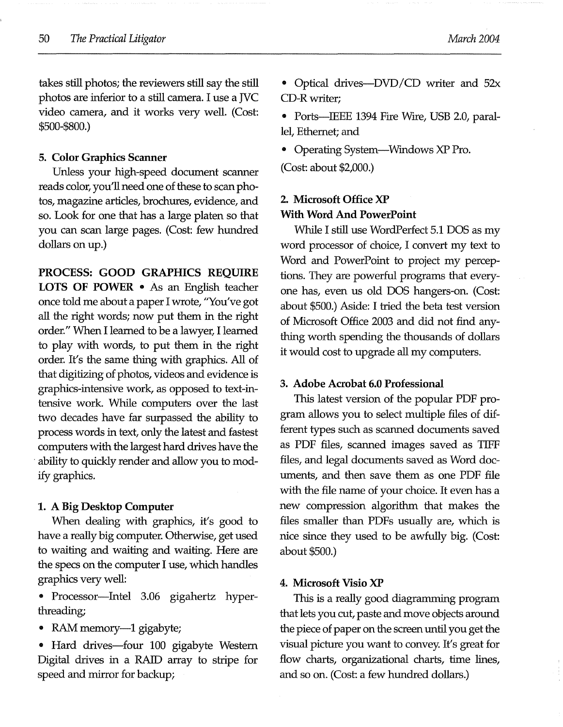takes still photos; the reviewers still say the still photos are inferior to a still camera. I use a JVC video camera, and it works very well. (Cost: $500-$800.)

### 5. Color Graphics Scanner

Unless your high-speed document scanner reads color, you'll need one of these to scan photos, magazine articles, brochures, evidence, and so. Look for one that has a large platen so that you can scan large pages. (Cost: few hundred dollars on up.)

**PROCESS: GOOD GRAPHICS REQUIRE LOTS OF POWER** • As an English teacher once told me about a paper I wrote, "You've got all the right words; now put them in the right order." When I learned to be a lawyer, I learned to play with words, to put them in the right order. It's the same thing with graphics. All of that digitizing of photos, videos and evidence is graphics-intensive work, as opposed to text-intensive work. While computers over the last two decades have far surpassed the ability to process words in text, only the latest and fastest computers with the largest hard drives have the ability to quickly render and allow you to modify graphics.

### 1. A Big Desktop Computer

When dealing with graphics, it's good to have a really big computer. Otherwise, get used to waiting and waiting and waiting. Here are the specs on the computer I use, which handles graphics very well:

- Processor—Intel 3.06 gigahertz hyper-threading;
- RAM memory—1 gigabyte;
- Hard drives—four 100 gigabyte Western Digital drives in a RAID array to stripe for speed and mirror for backup;
- Optical drives—DVD/CD writer and 52x CD-R writer;
- Ports—IEEE 1394 Fire Wire, USB 2.0, parallel, Ethernet; and
- Operating System—Windows XP Pro.

(Cost: about $2,000.)

### 2. Microsoft Office XP With Word And PowerPoint

While I still use WordPerfect 5.1 DOS as my word processor of choice, I convert my text to Word and PowerPoint to project my perceptions. They are powerful programs that everyone has, even us old DOS hangers-on. (Cost: about $500.) Aside: I tried the beta test version of Microsoft Office 2003 and did not find anything worth spending the thousands of dollars it would cost to upgrade all my computers.

### 3. Adobe Acrobat 6.0 Professional

This latest version of the popular PDF program allows you to select multiple files of different types such as scanned documents saved as PDF files, scanned images saved as TIFF files, and legal documents saved as Word documents, and then save them as one PDF file with the file name of your choice. It even has a new compression algorithm that makes the files smaller than PDFs usually are, which is nice since they used to be awfully big. (Cost: about $500.)

### 4. Microsoft Visio XP

This is a really good diagramming program that lets you cut, paste and move objects around the piece of paper on the screen until you get the visual picture you want to convey. It's great for flow charts, organizational charts, time lines, and so on. (Cost: a few hundred dollars.)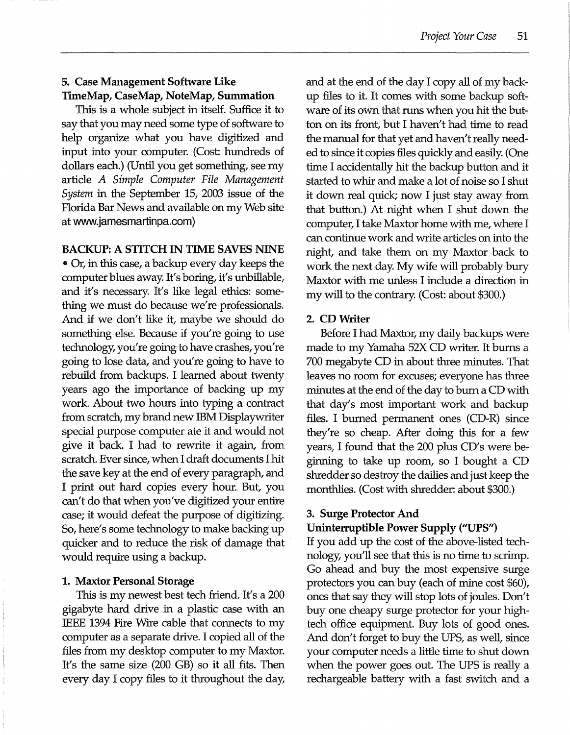### 5. Case Management Software Like TimeMap, CaseMap, NoteMap, Summation

This is a whole subject in itself. Suffice it to say that you may need some type of software to help organize what you have digitized and input into your computer. (Cost: hundreds of dollars each.) (Until you get something, see my article *A Simple Computer File Management System* in the September 15, 2003 issue of the Florida Bar News and available on my Web site at www.jamesmartinpa.com)

## BACKUP: A STITCH IN TIME SAVES NINE

• Or, in this case, a backup every day keeps the computer blues away. It's boring, it's unbillable, and it's necessary. It's like legal ethics: something we must do because we're professionals. And if we don't like it, maybe we should do something else. Because if you're going to use technology, you're going to have crashes, you're going to lose data, and you're going to have to rebuild from backups. I learned about twenty years ago the importance of backing up my work. About two hours into typing a contract from scratch, my brand new IBM Displaywriter special purpose computer ate it and would not give it back. I had to rewrite it again, from scratch. Ever since, when I draft documents I hit the save key at the end of every paragraph, and I print out hard copies every hour. But, you can't do that when you've digitized your entire case; it would defeat the purpose of digitizing. So, here's some technology to make backing up quicker and to reduce the risk of damage that would require using a backup.

### 1. Maxtor Personal Storage

This is my newest best tech friend. It's a 200 gigabyte hard drive in a plastic case with an IEEE 1394 Fire Wire cable that connects to my computer as a separate drive. I copied all of the files from my desktop computer to my Maxtor. It's the same size (200 GB) so it all fits. Then every day I copy files to it throughout the day, and at the end of the day I copy all of my backup files to it. It comes with some backup software of its own that runs when you hit the button on its front, but I haven't had time to read the manual for that yet and haven't really needed to since it copies files quickly and easily. (One time I accidentally hit the backup button and it started to whir and make a lot of noise so I shut it down real quick; now I just stay away from that button.) At night when I shut down the computer, I take Maxtor home with me, where I can continue work and write articles on into the night, and take them on my Maxtor back to work the next day. My wife will probably bury Maxtor with me unless I include a direction in my will to the contrary. (Cost: about $300.)

### 2. CD Writer

Before I had Maxtor, my daily backups were made to my Yamaha 52X CD writer. It burns a 700 megabyte CD in about three minutes. That leaves no room for excuses; everyone has three minutes at the end of the day to burn a CD with that day's most important work and backup files. I burned permanent ones (CD-R) since they're so cheap. After doing this for a few years, I found that the 200 plus CD's were beginning to take up room, so I bought a CD shredder so destroy the dailies and just keep the monthlies. (Cost with shredder: about $300.)

### 3. Surge Protector And Uninterruptible Power Supply ("UPS")

If you add up the cost of the above-listed technology, you'll see that this is no time to scrimp. Go ahead and buy the most expensive surge protectors you can buy (each of mine cost $60), ones that say they will stop lots of joules. Don't buy one cheapy surge protector for your high-tech office equipment. Buy lots of good ones. And don't forget to buy the UPS, as well, since your computer needs a little time to shut down when the power goes out. The UPS is really a rechargeable battery with a fast switch and a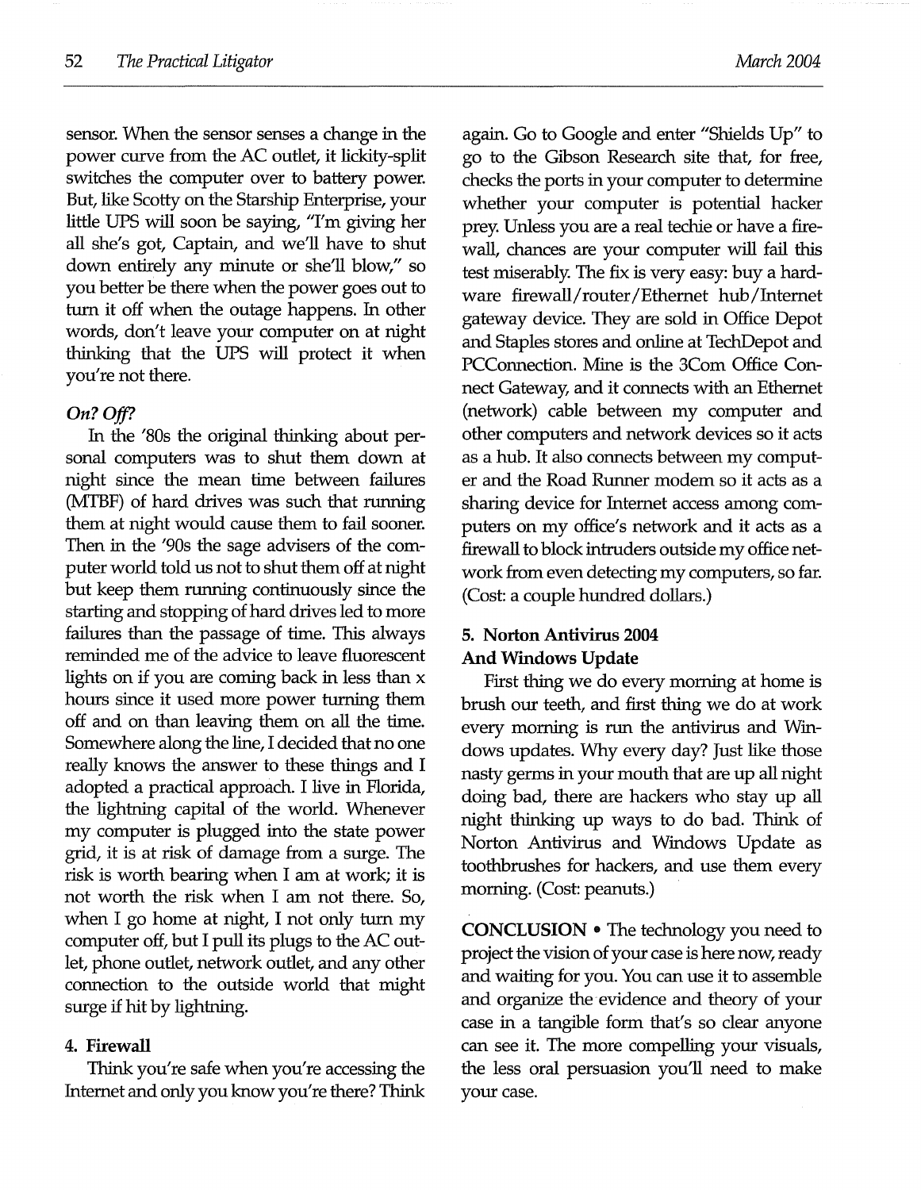sensor. When the sensor senses a change in the power curve from the AC outlet, it lickity-split switches the computer over to battery power. But, like Scotty on the Starship Enterprise, your little UPS will soon be saying, "I'm giving her all she's got, Captain, and we'll have to shut down entirely any minute or she'll blow," so you better be there when the power goes out to turn it off when the outage happens. In other words, don't leave your computer on at night thinking that the UPS will protect it when you're not there.

*On? Off?*

In the '80s the original thinking about personal computers was to shut them down at night since the mean time between failures (MTBF) of hard drives was such that running them at night would cause them to fail sooner. Then in the '90s the sage advisers of the computer world told us not to shut them off at night but keep them running continuously since the starting and stopping of hard drives led to more failures than the passage of time. This always reminded me of the advice to leave fluorescent lights on if you are coming back in less than x hours since it used more power turning them off and on than leaving them on all the time. Somewhere along the line, I decided that no one really knows the answer to these things and I adopted a practical approach. I live in Florida, the lightning capital of the world. Whenever my computer is plugged into the state power grid, it is at risk of damage from a surge. The risk is worth bearing when I am at work; it is not worth the risk when I am not there. So, when I go home at night, I not only turn my computer off, but I pull its plugs to the AC outlet, phone outlet, network outlet, and any other connection to the outside world that might surge if hit by lightning.

#### 4. Firewall

Think you're safe when you're accessing the Internet and only you know you're there? Think again. Go to Google and enter "Shields Up" to go to the Gibson Research site that, for free, checks the ports in your computer to determine whether your computer is potential hacker prey. Unless you are a real techie or have a firewall, chances are your computer will fail this test miserably. The fix is very easy: buy a hardware firewall/router/Ethernet hub/Internet gateway device. They are sold in Office Depot and Staples stores and online at TechDepot and PCConnection. Mine is the 3Com Office Connect Gateway, and it connects with an Ethernet (network) cable between my computer and other computers and network devices so it acts as a hub. It also connects between my computer and the Road Runner modem so it acts as a sharing device for Internet access among computers on my office's network and it acts as a firewall to block intruders outside my office network from even detecting my computers, so far. (Cost: a couple hundred dollars.)

#### 5. Norton Antivirus 2004 And Windows Update

First thing we do every morning at home is brush our teeth, and first thing we do at work every morning is run the antivirus and Windows updates. Why every day? Just like those nasty germs in your mouth that are up all night doing bad, there are hackers who stay up all night thinking up ways to do bad. Think of Norton Antivirus and Windows Update as toothbrushes for hackers, and use them every morning. (Cost: peanuts.)

**CONCLUSION** • The technology you need to project the vision of your case is here now, ready and waiting for you. You can use it to assemble and organize the evidence and theory of your case in a tangible form that's so clear anyone can see it. The more compelling your visuals, the less oral persuasion you'll need to make your case.